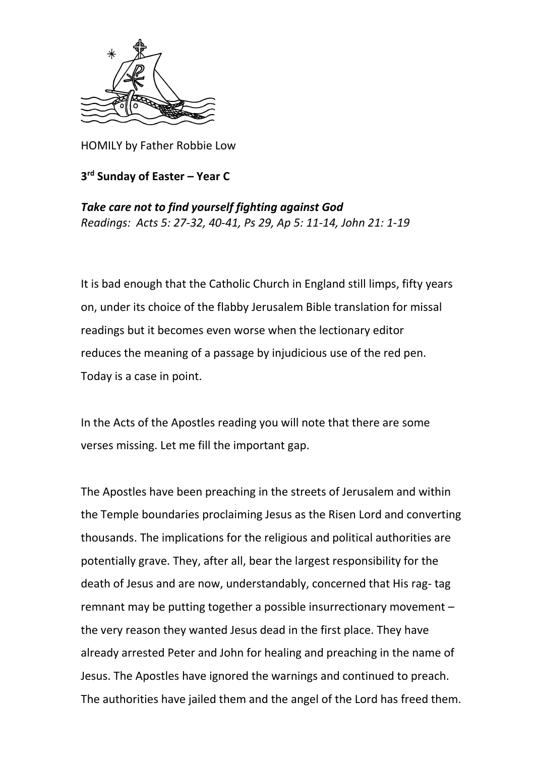HOMILY by Father Robbie Low

**3rd Sunday of Easter – Year C**

***Take care not to find yourself fighting against God***
*Readings: Acts 5: 27-32, 40-41, Ps 29, Ap 5: 11-14, John 21: 1-19*

It is bad enough that the Catholic Church in England still limps, fifty years on, under its choice of the flabby Jerusalem Bible translation for missal readings but it becomes even worse when the lectionary editor reduces the meaning of a passage by injudicious use of the red pen. Today is a case in point.

In the Acts of the Apostles reading you will note that there are some verses missing. Let me fill the important gap.

The Apostles have been preaching in the streets of Jerusalem and within the Temple boundaries proclaiming Jesus as the Risen Lord and converting thousands. The implications for the religious and political authorities are potentially grave. They, after all, bear the largest responsibility for the death of Jesus and are now, understandably, concerned that His rag- tag remnant may be putting together a possible insurrectionary movement – the very reason they wanted Jesus dead in the first place. They have already arrested Peter and John for healing and preaching in the name of Jesus. The Apostles have ignored the warnings and continued to preach. The authorities have jailed them and the angel of the Lord has freed them.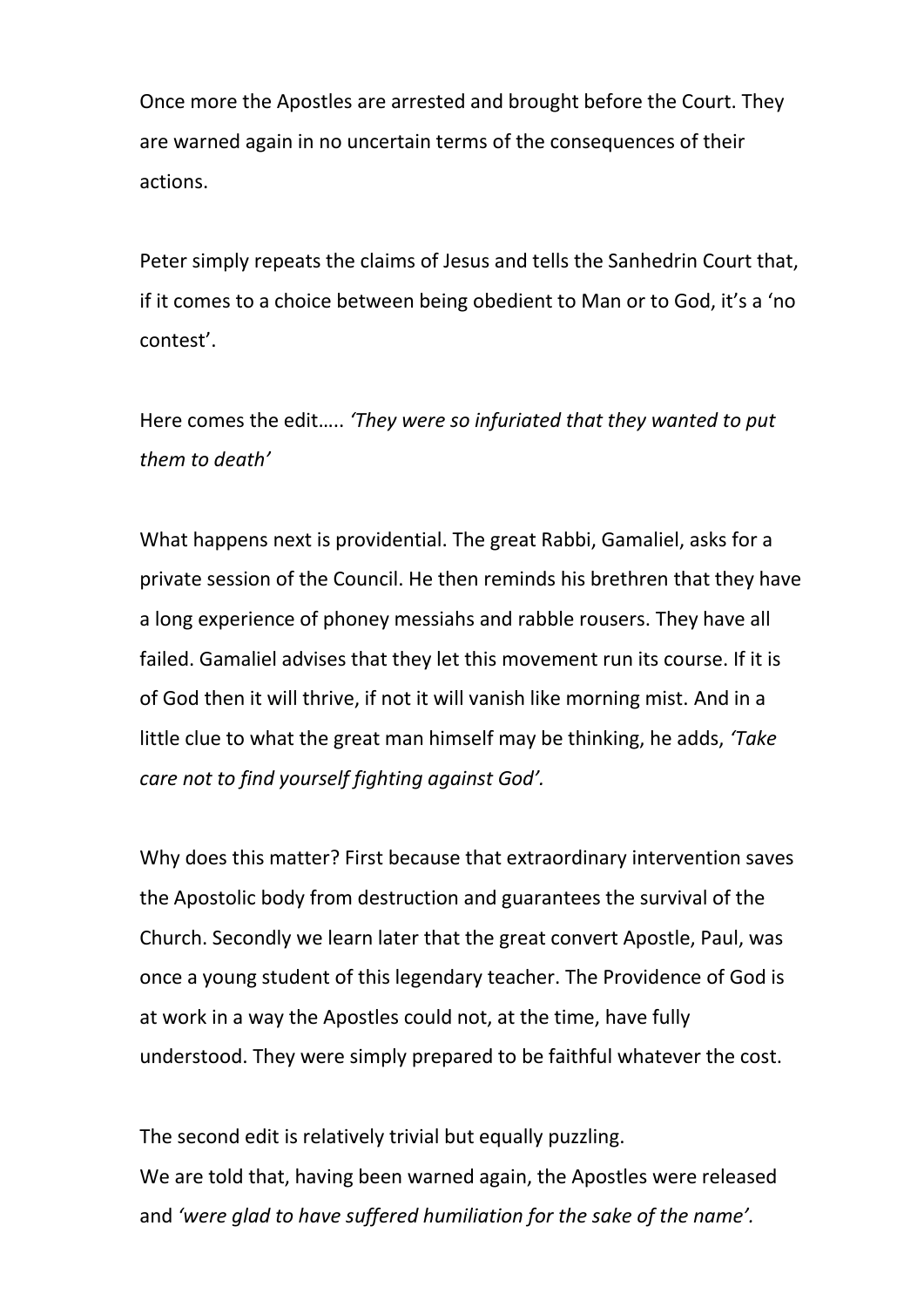Once more the Apostles are arrested and brought before the Court. They are warned again in no uncertain terms of the consequences of their actions.

Peter simply repeats the claims of Jesus and tells the Sanhedrin Court that, if it comes to a choice between being obedient to Man or to God, it's a 'no contest'.

Here comes the edit….. *'They were so infuriated that they wanted to put them to death'*

What happens next is providential. The great Rabbi, Gamaliel, asks for a private session of the Council. He then reminds his brethren that they have a long experience of phoney messiahs and rabble rousers. They have all failed. Gamaliel advises that they let this movement run its course. If it is of God then it will thrive, if not it will vanish like morning mist. And in a little clue to what the great man himself may be thinking, he adds, *'Take care not to find yourself fighting against God'.*

Why does this matter? First because that extraordinary intervention saves the Apostolic body from destruction and guarantees the survival of the Church. Secondly we learn later that the great convert Apostle, Paul, was once a young student of this legendary teacher. The Providence of God is at work in a way the Apostles could not, at the time, have fully understood. They were simply prepared to be faithful whatever the cost.

The second edit is relatively trivial but equally puzzling.
We are told that, having been warned again, the Apostles were released and *'were glad to have suffered humiliation for the sake of the name'.*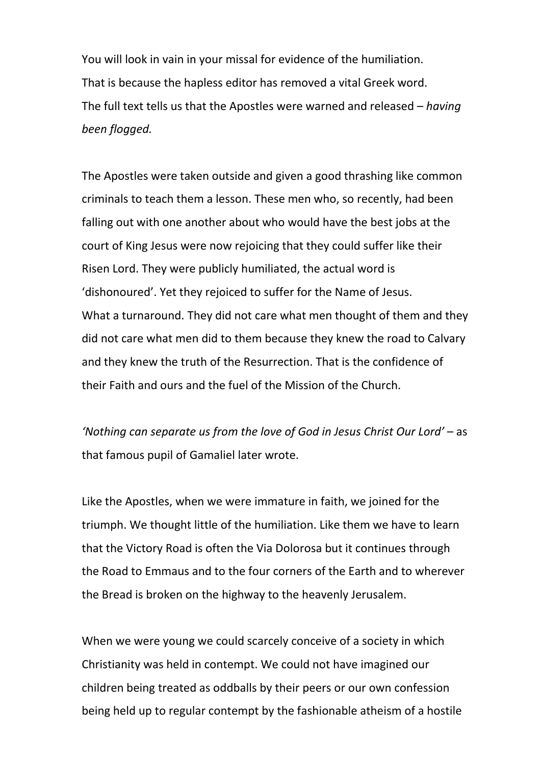You will look in vain in your missal for evidence of the humiliation. That is because the hapless editor has removed a vital Greek word. The full text tells us that the Apostles were warned and released – *having been flogged.*

The Apostles were taken outside and given a good thrashing like common criminals to teach them a lesson. These men who, so recently, had been falling out with one another about who would have the best jobs at the court of King Jesus were now rejoicing that they could suffer like their Risen Lord. They were publicly humiliated, the actual word is 'dishonoured'. Yet they rejoiced to suffer for the Name of Jesus. What a turnaround. They did not care what men thought of them and they did not care what men did to them because they knew the road to Calvary and they knew the truth of the Resurrection. That is the confidence of their Faith and ours and the fuel of the Mission of the Church.

*'Nothing can separate us from the love of God in Jesus Christ Our Lord'* – as that famous pupil of Gamaliel later wrote.

Like the Apostles, when we were immature in faith, we joined for the triumph. We thought little of the humiliation. Like them we have to learn that the Victory Road is often the Via Dolorosa but it continues through the Road to Emmaus and to the four corners of the Earth and to wherever the Bread is broken on the highway to the heavenly Jerusalem.

When we were young we could scarcely conceive of a society in which Christianity was held in contempt. We could not have imagined our children being treated as oddballs by their peers or our own confession being held up to regular contempt by the fashionable atheism of a hostile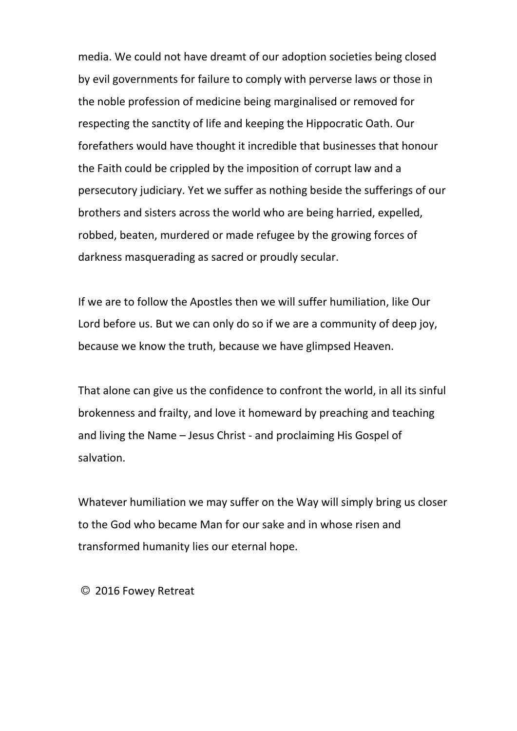media. We could not have dreamt of our adoption societies being closed by evil governments for failure to comply with perverse laws or those in the noble profession of medicine being marginalised or removed for respecting the sanctity of life and keeping the Hippocratic Oath. Our forefathers would have thought it incredible that businesses that honour the Faith could be crippled by the imposition of corrupt law and a persecutory judiciary. Yet we suffer as nothing beside the sufferings of our brothers and sisters across the world who are being harried, expelled, robbed, beaten, murdered or made refugee by the growing forces of darkness masquerading as sacred or proudly secular.

If we are to follow the Apostles then we will suffer humiliation, like Our Lord before us. But we can only do so if we are a community of deep joy, because we know the truth, because we have glimpsed Heaven.

That alone can give us the confidence to confront the world, in all its sinful brokenness and frailty, and love it homeward by preaching and teaching and living the Name – Jesus Christ - and proclaiming His Gospel of salvation.

Whatever humiliation we may suffer on the Way will simply bring us closer to the God who became Man for our sake and in whose risen and transformed humanity lies our eternal hope.

© 2016 Fowey Retreat